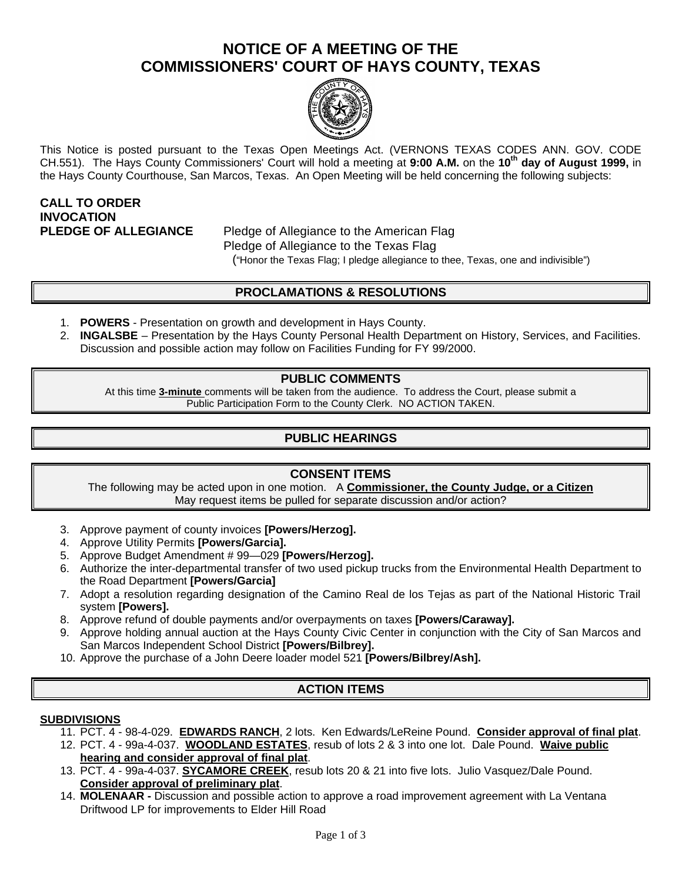# NOTICE OF A MEETING OF THE COMMISSIONERS' COURT OF HAYS COUNTY, TEXAS

This Notice is posted pursuant to the Texas Open Meetings Act. (VERNONS TEXAS CODES ANN. GOV. CODE CH.551). The Hays County Commissioners' Court will hold a meeting at **9:00 A.M.** on the **10th day of August 1999,** in the Hays County Courthouse, San Marcos, Texas. An Open Meeting will be held concerning the following subjects:

**CALL TO ORDER**
**INVOCATION**
**PLEDGE OF ALLEGIANCE** Pledge of Allegiance to the American Flag
Pledge of Allegiance to the Texas Flag
("Honor the Texas Flag; I pledge allegiance to thee, Texas, one and indivisible")

## PROCLAMATIONS & RESOLUTIONS

1. **POWERS** - Presentation on growth and development in Hays County.
2. **INGALSBE** – Presentation by the Hays County Personal Health Department on History, Services, and Facilities. Discussion and possible action may follow on Facilities Funding for FY 99/2000.

## PUBLIC COMMENTS

At this time **3-minute** comments will be taken from the audience. To address the Court, please submit a Public Participation Form to the County Clerk. NO ACTION TAKEN.

## PUBLIC HEARINGS

## CONSENT ITEMS

The following may be acted upon in one motion. A **Commissioner, the County Judge, or a Citizen** May request items be pulled for separate discussion and/or action?

3. Approve payment of county invoices **[Powers/Herzog].**
4. Approve Utility Permits **[Powers/Garcia].**
5. Approve Budget Amendment # 99—029 **[Powers/Herzog].**
6. Authorize the inter-departmental transfer of two used pickup trucks from the Environmental Health Department to the Road Department **[Powers/Garcia]**
7. Adopt a resolution regarding designation of the Camino Real de los Tejas as part of the National Historic Trail system **[Powers].**
8. Approve refund of double payments and/or overpayments on taxes **[Powers/Caraway].**
9. Approve holding annual auction at the Hays County Civic Center in conjunction with the City of San Marcos and San Marcos Independent School District **[Powers/Bilbrey].**
10. Approve the purchase of a John Deere loader model 521 **[Powers/Bilbrey/Ash].**

## ACTION ITEMS

**SUBDIVISIONS**

11. PCT. 4 - 98-4-029. **EDWARDS RANCH**, 2 lots. Ken Edwards/LeReine Pound. **Consider approval of final plat**.
12. PCT. 4 - 99a-4-037. **WOODLAND ESTATES**, resub of lots 2 & 3 into one lot. Dale Pound. **Waive public hearing and consider approval of final plat**.
13. PCT. 4 - 99a-4-037. **SYCAMORE CREEK**, resub lots 20 & 21 into five lots. Julio Vasquez/Dale Pound. **Consider approval of preliminary plat**.
14. **MOLENAAR -** Discussion and possible action to approve a road improvement agreement with La Ventana Driftwood LP for improvements to Elder Hill Road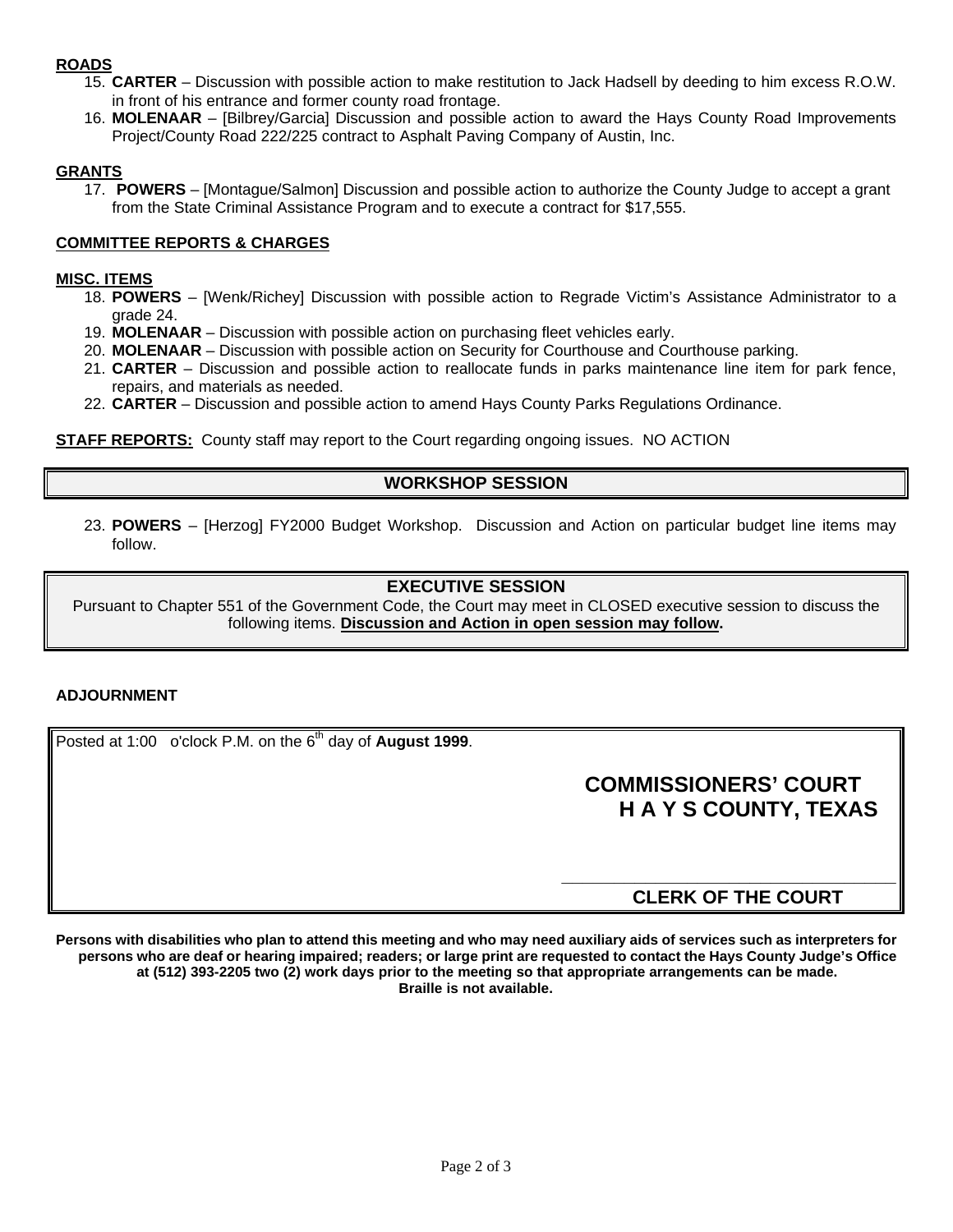**ROADS**

15. **CARTER** – Discussion with possible action to make restitution to Jack Hadsell by deeding to him excess R.O.W. in front of his entrance and former county road frontage.
16. **MOLENAAR** – [Bilbrey/Garcia] Discussion and possible action to award the Hays County Road Improvements Project/County Road 222/225 contract to Asphalt Paving Company of Austin, Inc.

**GRANTS**

17. **POWERS** – [Montague/Salmon] Discussion and possible action to authorize the County Judge to accept a grant from the State Criminal Assistance Program and to execute a contract for $17,555.

**COMMITTEE REPORTS & CHARGES**

**MISC. ITEMS**

18. **POWERS** – [Wenk/Richey] Discussion with possible action to Regrade Victim's Assistance Administrator to a grade 24.
19. **MOLENAAR** – Discussion with possible action on purchasing fleet vehicles early.
20. **MOLENAAR** – Discussion with possible action on Security for Courthouse and Courthouse parking.
21. **CARTER** – Discussion and possible action to reallocate funds in parks maintenance line item for park fence, repairs, and materials as needed.
22. **CARTER** – Discussion and possible action to amend Hays County Parks Regulations Ordinance.

**STAFF REPORTS:** County staff may report to the Court regarding ongoing issues. NO ACTION

## WORKSHOP SESSION

23. **POWERS** – [Herzog] FY2000 Budget Workshop. Discussion and Action on particular budget line items may follow.

## EXECUTIVE SESSION

Pursuant to Chapter 551 of the Government Code, the Court may meet in CLOSED executive session to discuss the following items. **Discussion and Action in open session may follow.**

**ADJOURNMENT**

Posted at 1:00 o'clock P.M. on the 6th day of **August 1999**.

**COMMISSIONERS' COURT**
**H A Y S COUNTY, TEXAS**

______________________________
**CLERK OF THE COURT**

**Persons with disabilities who plan to attend this meeting and who may need auxiliary aids of services such as interpreters for persons who are deaf or hearing impaired; readers; or large print are requested to contact the Hays County Judge's Office at (512) 393-2205 two (2) work days prior to the meeting so that appropriate arrangements can be made. Braille is not available.**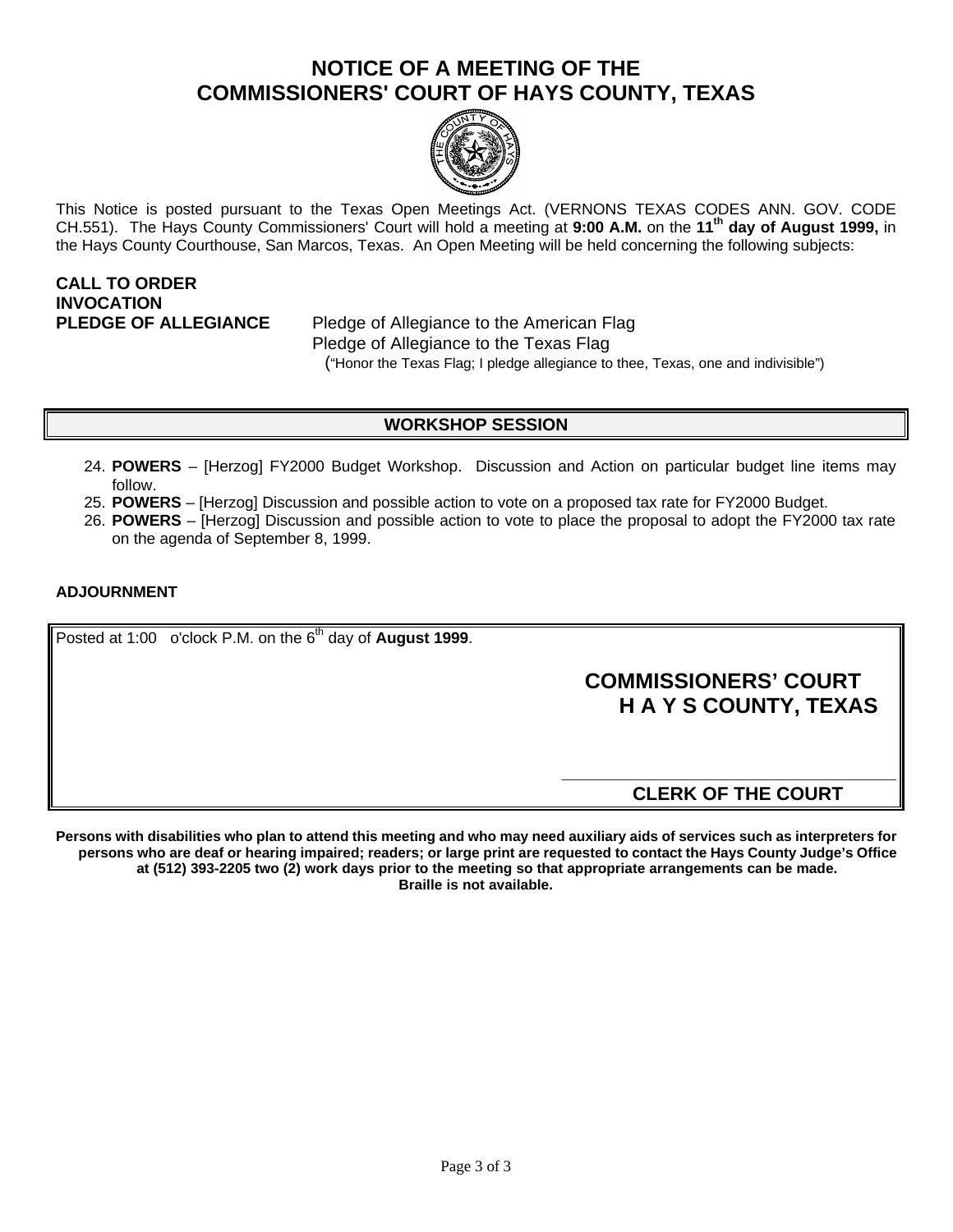# NOTICE OF A MEETING OF THE COMMISSIONERS' COURT OF HAYS COUNTY, TEXAS

This Notice is posted pursuant to the Texas Open Meetings Act. (VERNONS TEXAS CODES ANN. GOV. CODE CH.551). The Hays County Commissioners' Court will hold a meeting at **9:00 A.M.** on the **11th day of August 1999,** in the Hays County Courthouse, San Marcos, Texas. An Open Meeting will be held concerning the following subjects:

**CALL TO ORDER**

**INVOCATION**

**PLEDGE OF ALLEGIANCE** Pledge of Allegiance to the American Flag
Pledge of Allegiance to the Texas Flag
("Honor the Texas Flag; I pledge allegiance to thee, Texas, one and indivisible")

## WORKSHOP SESSION

24. **POWERS** – [Herzog] FY2000 Budget Workshop. Discussion and Action on particular budget line items may follow.
25. **POWERS** – [Herzog] Discussion and possible action to vote on a proposed tax rate for FY2000 Budget.
26. **POWERS** – [Herzog] Discussion and possible action to vote to place the proposal to adopt the FY2000 tax rate on the agenda of September 8, 1999.

**ADJOURNMENT**

Posted at 1:00 o'clock P.M. on the 6th day of **August 1999**.

**COMMISSIONERS' COURT**
**H A Y S COUNTY, TEXAS**

\_\_\_\_\_\_\_\_\_\_\_\_\_\_\_\_\_\_\_\_\_\_\_\_\_\_\_\_\_\_\_\_\_\_\_\_

**CLERK OF THE COURT**

**Persons with disabilities who plan to attend this meeting and who may need auxiliary aids of services such as interpreters for persons who are deaf or hearing impaired; readers; or large print are requested to contact the Hays County Judge's Office at (512) 393-2205 two (2) work days prior to the meeting so that appropriate arrangements can be made. Braille is not available.**